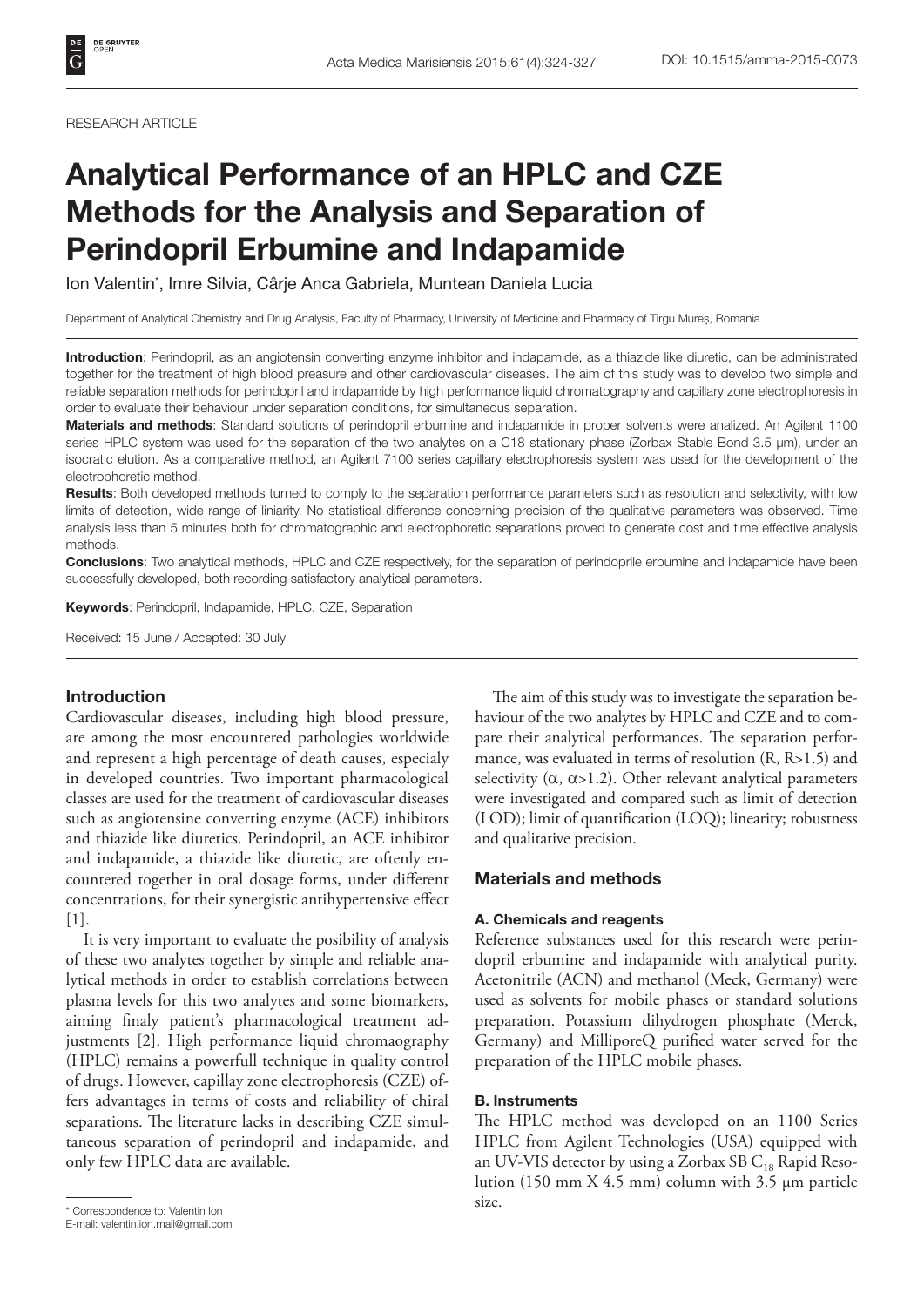RESEARCH ARTICLE

# Analytical Performance of an HPLC and CZE Methods for the Analysis and Separation of Perindopril Erbumine and Indapamide

Ion Valentin*, Imre Silvia, Cârje Anca Gabriela, Muntean Daniela Lucia

Department of Analytical Chemistry and Drug Analysis, Faculty of Pharmacy, University of Medicine and Pharmacy of Tîrgu Mureș, Romania

**Introduction**: Perindopril, as an angiotensin converting enzyme inhibitor and indapamide, as a thiazide like diuretic, can be administrated together for the treatment of high blood preasure and other cardiovascular diseases. The aim of this study was to develop two simple and reliable separation methods for perindopril and indapamide by high performance liquid chromatography and capillary zone electrophoresis in order to evaluate their behaviour under separation conditions, for simultaneous separation.

**Materials and methods**: Standard solutions of perindopril erbumine and indapamide in proper solvents were analized. An Agilent 1100 series HPLC system was used for the separation of the two analytes on a C18 stationary phase (Zorbax Stable Bond 3.5 µm), under an isocratic elution. As a comparative method, an Agilent 7100 series capillary electrophoresis system was used for the development of the electrophoretic method.

**Results**: Both developed methods turned to comply to the separation performance parameters such as resolution and selectivity, with low limits of detection, wide range of liniarity. No statistical difference concerning precision of the qualitative parameters was observed. Time analysis less than 5 minutes both for chromatographic and electrophoretic separations proved to generate cost and time effective analysis methods.

**Conclusions**: Two analytical methods, HPLC and CZE respectively, for the separation of perindoprile erbumine and indapamide have been successfully developed, both recording satisfactory analytical parameters.

**Keywords**: Perindopril, Indapamide, HPLC, CZE, Separation

Received: 15 June / Accepted: 30 July

## Introduction

Cardiovascular diseases, including high blood pressure, are among the most encountered pathologies worldwide and represent a high percentage of death causes, especialy in developed countries. Two important pharmacological classes are used for the treatment of cardiovascular diseases such as angiotensine converting enzyme (ACE) inhibitors and thiazide like diuretics. Perindopril, an ACE inhibitor and indapamide, a thiazide like diuretic, are oftenly encountered together in oral dosage forms, under different concentrations, for their synergistic antihypertensive effect [1].

It is very important to evaluate the posibility of analysis of these two analytes together by simple and reliable analytical methods in order to establish correlations between plasma levels for this two analytes and some biomarkers, aiming finaly patient's pharmacological treatment adjustments [2]. High performance liquid chromaography (HPLC) remains a powerfull technique in quality control of drugs. However, capillay zone electrophoresis (CZE) offers advantages in terms of costs and reliability of chiral separations. The literature lacks in describing CZE simultaneous separation of perindopril and indapamide, and only few HPLC data are available.

The aim of this study was to investigate the separation behaviour of the two analytes by HPLC and CZE and to compare their analytical performances. The separation performance, was evaluated in terms of resolution (R, R>1.5) and selectivity ($\alpha$, $\alpha$>1.2). Other relevant analytical parameters were investigated and compared such as limit of detection (LOD); limit of quantification (LOQ); linearity; robustness and qualitative precision.

## Materials and methods

### A. Chemicals and reagents

Reference substances used for this research were perindopril erbumine and indapamide with analytical purity. Acetonitrile (ACN) and methanol (Meck, Germany) were used as solvents for mobile phases or standard solutions preparation. Potassium dihydrogen phosphate (Merck, Germany) and MilliporeQ purified water served for the preparation of the HPLC mobile phases.

### B. Instruments

The HPLC method was developed on an 1100 Series HPLC from Agilent Technologies (USA) equipped with an UV-VIS detector by using a Zorbax SB $C_{18}$ Rapid Resolution (150 mm X 4.5 mm) column with 3.5 µm particle size.

* Correspondence to: Valentin Ion
E-mail: valentin.ion.mail@gmail.com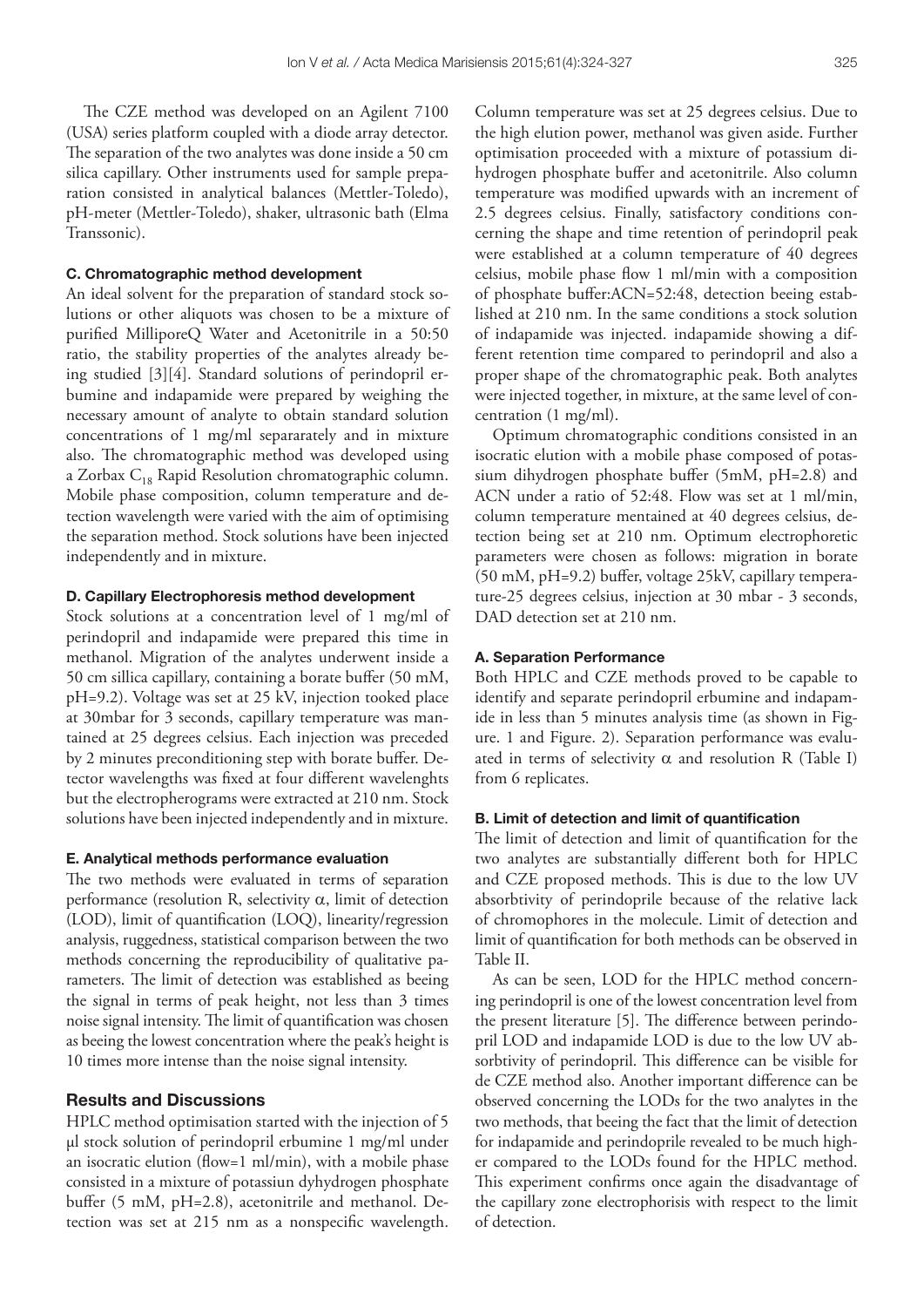The CZE method was developed on an Agilent 7100 (USA) series platform coupled with a diode array detector. The separation of the two analytes was done inside a 50 cm silica capillary. Other instruments used for sample preparation consisted in analytical balances (Mettler-Toledo), pH-meter (Mettler-Toledo), shaker, ultrasonic bath (Elma Transsonic).

#### C. Chromatographic method development

An ideal solvent for the preparation of standard stock solutions or other aliquots was chosen to be a mixture of purified MilliporeQ Water and Acetonitrile in a 50:50 ratio, the stability properties of the analytes already being studied [3][4]. Standard solutions of perindopril erbumine and indapamide were prepared by weighing the necessary amount of analyte to obtain standard solution concentrations of 1 mg/ml separaratelly and in mixture also. The chromatographic method was developed using a Zorbax $C_{18}$ Rapid Resolution chromatographic column. Mobile phase composition, column temperature and detection wavelength were varied with the aim of optimising the separation method. Stock solutions have been injected independently and in mixture.

#### D. Capillary Electrophoresis method development

Stock solutions at a concentration level of 1 mg/ml of perindopril and indapamide were prepared this time in methanol. Migration of the analytes underwent inside a 50 cm sillica capillary, containing a borate buffer (50 mM, pH=9.2). Voltage was set at 25 kV, injection tooked place at 30mbar for 3 seconds, capillary temperature was mantained at 25 degrees celsius. Each injection was preceded by 2 minutes preconditioning step with borate buffer. Detector wavelengths was fixed at four different wavelenghts but the electropherograms were extracted at 210 nm. Stock solutions have been injected independently and in mixture.

#### E. Analytical methods performance evaluation

The two methods were evaluated in terms of separation performance (resolution R, selectivity $\alpha$, limit of detection (LOD), limit of quantification (LOQ), linearity/regression analysis, ruggedness, statistical comparison between the two methods concerning the reproducibility of qualitative parameters. The limit of detection was established as beeing the signal in terms of peak height, not less than 3 times noise signal intensity. The limit of quantification was chosen as beeing the lowest concentration where the peak's height is 10 times more intense than the noise signal intensity.

### Results and Discussions

HPLC method optimisation started with the injection of 5 μl stock solution of perindopril erbumine 1 mg/ml under an isocratic elution (flow=1 ml/min), with a mobile phase consisted in a mixture of potassiun dyhydrogen phosphate buffer (5 mM, pH=2.8), acetonitrile and methanol. Detection was set at 215 nm as a nonspecific wavelength. Column temperature was set at 25 degrees celsius. Due to the high elution power, methanol was given aside. Further optimisation proceeded with a mixture of potassium dihydrogen phosphate buffer and acetonitrile. Also column temperature was modified upwards with an increment of 2.5 degrees celsius. Finally, satisfactory conditions concerning the shape and time retention of perindopril peak were established at a column temperature of 40 degrees celsius, mobile phase flow 1 ml/min with a composition of phosphate buffer:ACN=52:48, detection beeing established at 210 nm. In the same conditions a stock solution of indapamide was injected. indapamide showing a different retention time compared to perindopril and also a proper shape of the chromatographic peak. Both analytes were injected together, in mixture, at the same level of concentration (1 mg/ml).

Optimum chromatographic conditions consisted in an isocratic elution with a mobile phase composed of potassium dihydrogen phosphate buffer (5mM, pH=2.8) and ACN under a ratio of 52:48. Flow was set at 1 ml/min, column temperature mentained at 40 degrees celsius, detection being set at 210 nm. Optimum electrophoretic parameters were chosen as follows: migration in borate (50 mM, pH=9.2) buffer, voltage 25kV, capillary temperature-25 degrees celsius, injection at 30 mbar - 3 seconds, DAD detection set at 210 nm.

#### A. Separation Performance

Both HPLC and CZE methods proved to be capable to identify and separate perindopril erbumine and indapamide in less than 5 minutes analysis time (as shown in Figure. 1 and Figure. 2). Separation performance was evaluated in terms of selectivity $\alpha$ and resolution R (Table I) from 6 replicates.

#### B. Limit of detection and limit of quantification

The limit of detection and limit of quantification for the two analytes are substantially different both for HPLC and CZE proposed methods. This is due to the low UV absorbtivity of perindoprile because of the relative lack of chromophores in the molecule. Limit of detection and limit of quantification for both methods can be observed in Table II.

As can be seen, LOD for the HPLC method concerning perindopril is one of the lowest concentration level from the present literature [5]. The difference between perindopril LOD and indapamide LOD is due to the low UV absorbtivity of perindopril. This difference can be visible for de CZE method also. Another important difference can be observed concerning the LODs for the two analytes in the two methods, that beeing the fact that the limit of detection for indapamide and perindoprile revealed to be much higher compared to the LODs found for the HPLC method. This experiment confirms once again the disadvantage of the capillary zone electrophorisis with respect to the limit of detection.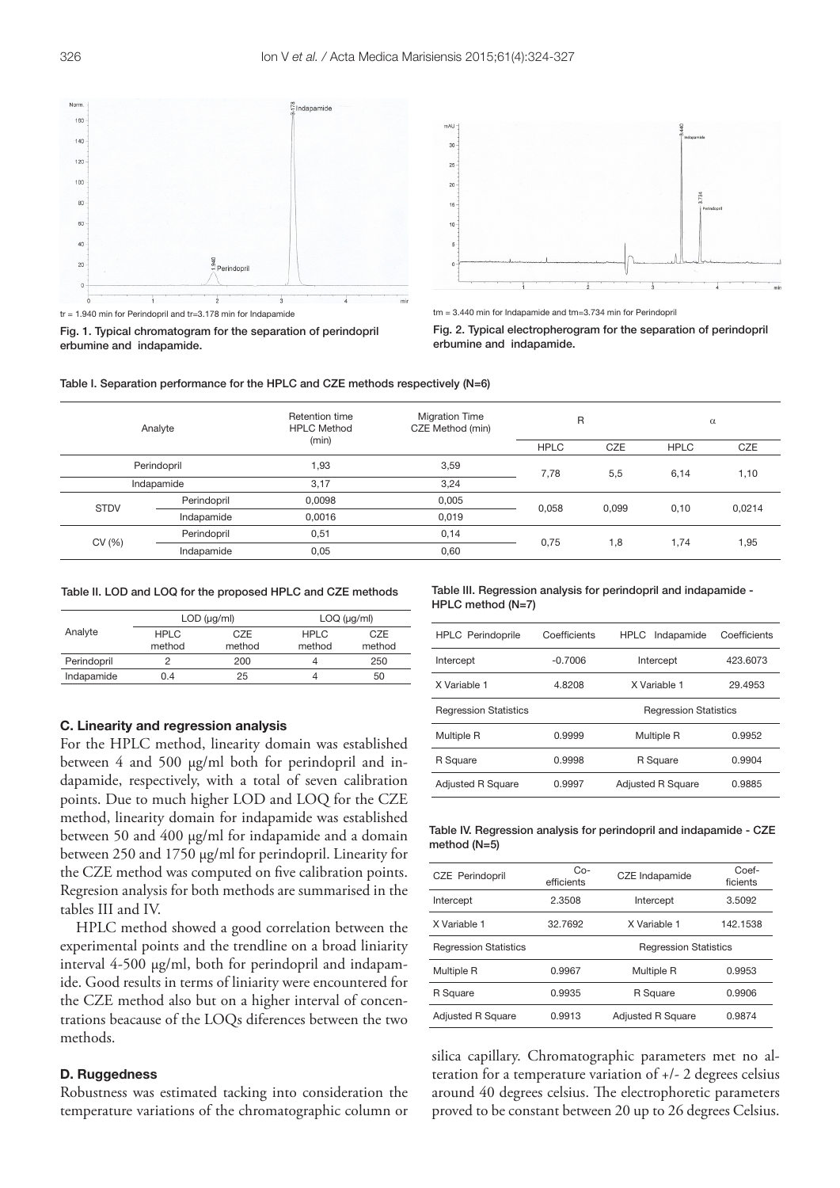tr = 1.940 min for Perindopril and tr=3.178 min for Indapamide

**Fig. 1. Typical chromatogram for the separation of perindopril erbumine and indapamide.**

tm = 3.440 min for Indapamide and tm=3.734 min for Perindopril

**Fig. 2. Typical electropherogram for the separation of perindopril erbumine and indapamide.**

**Table I. Separation performance for the HPLC and CZE methods respectively (N=6)**

| Analyte | | Retention time HPLC Method (min) | Migration Time CZE Method (min) | R | | α | |
|---|---|---|---|---|---|---|---|
| | | | | HPLC | CZE | HPLC | CZE |
| Perindopril | | 1,93 | 3,59 | 7,78 | 5,5 | 6,14 | 1,10 |
| Indapamide | | 3,17 | 3,24 | | | | |
| STDV | Perindopril | 0,0098 | 0,005 | 0,058 | 0,099 | 0,10 | 0,0214 |
| | Indapamide | 0,0016 | 0,019 | | | | |
| CV (%) | Perindopril | 0,51 | 0,14 | 0,75 | 1,8 | 1,74 | 1,95 |
| | Indapamide | 0,05 | 0,60 | | | | |

**Table II. LOD and LOQ for the proposed HPLC and CZE methods**

| Analyte | LOD (μg/ml) | | LOQ (μg/ml) | |
|---|---|---|---|---|
| | HPLC method | CZE method | HPLC method | CZE method |
| Perindopril | 2 | 200 | 4 | 250 |
| Indapamide | 0.4 | 25 | 4 | 50 |

### C. Linearity and regression analysis

For the HPLC method, linearity domain was established between 4 and 500 μg/ml both for perindopril and indapamide, respectively, with a total of seven calibration points. Due to much higher LOD and LOQ for the CZE method, linearity domain for indapamide was established between 50 and 400 μg/ml for indapamide and a domain between 250 and 1750 μg/ml for perindopril. Linearity for the CZE method was computed on five calibration points. Regresion analysis for both methods are summarised in the tables III and IV.

HPLC method showed a good correlation between the experimental points and the trendline on a broad liniarity interval 4-500 μg/ml, both for perindopril and indapamide. Good results in terms of liniarity were encountered for the CZE method also but on a higher interval of concentrations beacause of the LOQs diferences between the two methods.

### D. Ruggedness

Robustness was estimated tacking into consideration the temperature variations of the chromatographic column or silica capillary. Chromatographic parameters met no alteration for a temperature variation of +/- 2 degrees celsius around 40 degrees celsius. The electrophoretic parameters proved to be constant between 20 up to 26 degrees Celsius.

**Table III. Regression analysis for perindopril and indapamide - HPLC method (N=7)**

| HPLC Perindoprile | Coefficients | HPLC Indapamide | Coefficients |
|---|---|---|---|
| Intercept | -0.7006 | Intercept | 423.6073 |
| X Variable 1 | 4.8208 | X Variable 1 | 29.4953 |
| Regression Statistics | | Regression Statistics | |
| Multiple R | 0.9999 | Multiple R | 0.9952 |
| R Square | 0.9998 | R Square | 0.9904 |
| Adjusted R Square | 0.9997 | Adjusted R Square | 0.9885 |

**Table IV. Regression analysis for perindopril and indapamide - CZE method (N=5)**

| CZE Perindopril | Co-efficients | CZE Indapamide | Coef-ficients |
|---|---|---|---|
| Intercept | 2.3508 | Intercept | 3.5092 |
| X Variable 1 | 32.7692 | X Variable 1 | 142.1538 |
| Regression Statistics | | Regression Statistics | |
| Multiple R | 0.9967 | Multiple R | 0.9953 |
| R Square | 0.9935 | R Square | 0.9906 |
| Adjusted R Square | 0.9913 | Adjusted R Square | 0.9874 |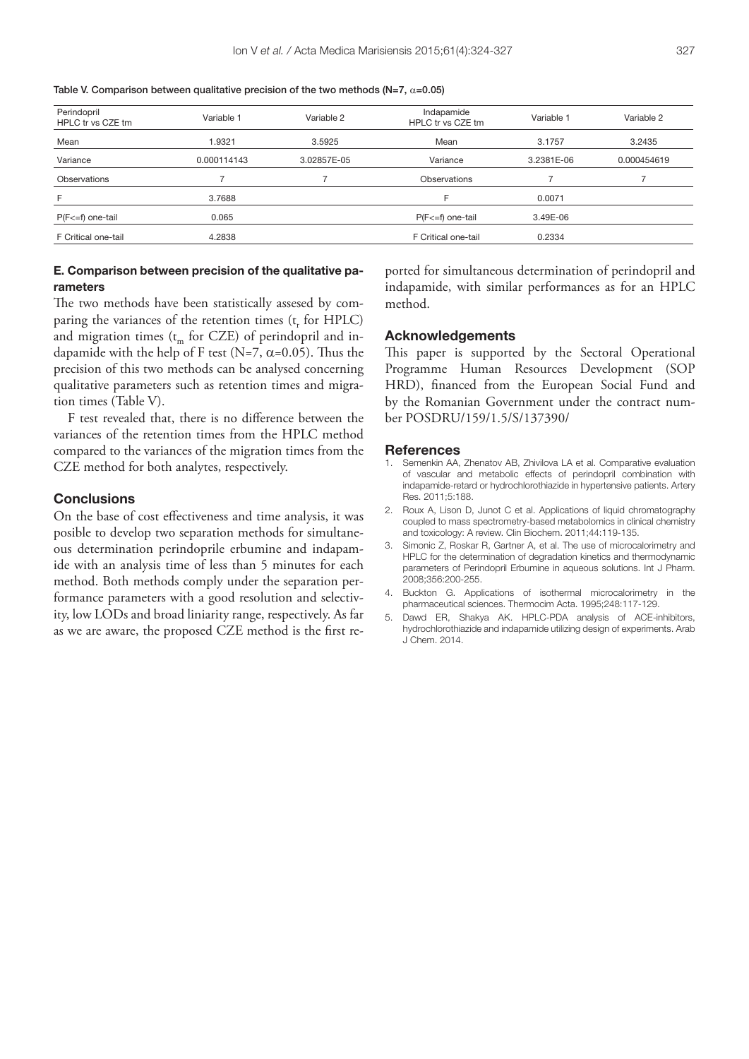Table V. Comparison between qualitative precision of the two methods (N=7, $\alpha$=0.05)

| Perindopril HPLC tr vs CZE tm | Variable 1 | Variable 2 | Indapamide HPLC tr vs CZE tm | Variable 1 | Variable 2 |
|---|---|---|---|---|---|
| Mean | 1.9321 | 3.5925 | Mean | 3.1757 | 3.2435 |
| Variance | 0.000114143 | 3.02857E-05 | Variance | 3.2381E-06 | 0.000454619 |
| Observations | 7 | 7 | Observations | 7 | 7 |
| F | 3.7688 | | F | 0.0071 | |
| P(F<=f) one-tail | 0.065 | | P(F<=f) one-tail | 3.49E-06 | |
| F Critical one-tail | 4.2838 | | F Critical one-tail | 0.2334 | |

### E. Comparison between precision of the qualitative parameters

The two methods have been statistically assesed by comparing the variances of the retention times ($t_r$ for HPLC) and migration times ($t_m$ for CZE) of perindopril and indapamide with the help of F test (N=7, $\alpha$=0.05). Thus the precision of this two methods can be analysed concerning qualitative parameters such as retention times and migration times (Table V).

F test revealed that, there is no difference between the variances of the retention times from the HPLC method compared to the variances of the migration times from the CZE method for both analytes, respectively.

## Conclusions

On the base of cost effectiveness and time analysis, it was posible to develop two separation methods for simultaneous determination perindoprile erbumine and indapamide with an analysis time of less than 5 minutes for each method. Both methods comply under the separation performance parameters with a good resolution and selectivity, low LODs and broad liniarity range, respectively. As far as we are aware, the proposed CZE method is the first reported for simultaneous determination of perindopril and indapamide, with similar performances as for an HPLC method.

## Acknowledgements

This paper is supported by the Sectoral Operational Programme Human Resources Development (SOP HRD), financed from the European Social Fund and by the Romanian Government under the contract number POSDRU/159/1.5/S/137390/

## References

1. Semenkin AA, Zhenatov AB, Zhivilova LA et al. Comparative evaluation of vascular and metabolic effects of perindopril combination with indapamide-retard or hydrochlorothiazide in hypertensive patients. Artery Res. 2011;5:188.
2. Roux A, Lison D, Junot C et al. Applications of liquid chromatography coupled to mass spectrometry-based metabolomics in clinical chemistry and toxicology: A review. Clin Biochem. 2011;44:119-135.
3. Simonic Z, Roskar R, Gartner A, et al. The use of microcalorimetry and HPLC for the determination of degradation kinetics and thermodynamic parameters of Perindopril Erbumine in aqueous solutions. Int J Pharm. 2008;356:200-255.
4. Buckton G. Applications of isothermal microcalorimetry in the pharmaceutical sciences. Thermocim Acta. 1995;248:117-129.
5. Dawd ER, Shakya AK. HPLC-PDA analysis of ACE-inhibitors, hydrochlorothiazide and indapamide utilizing design of experiments. Arab J Chem. 2014.